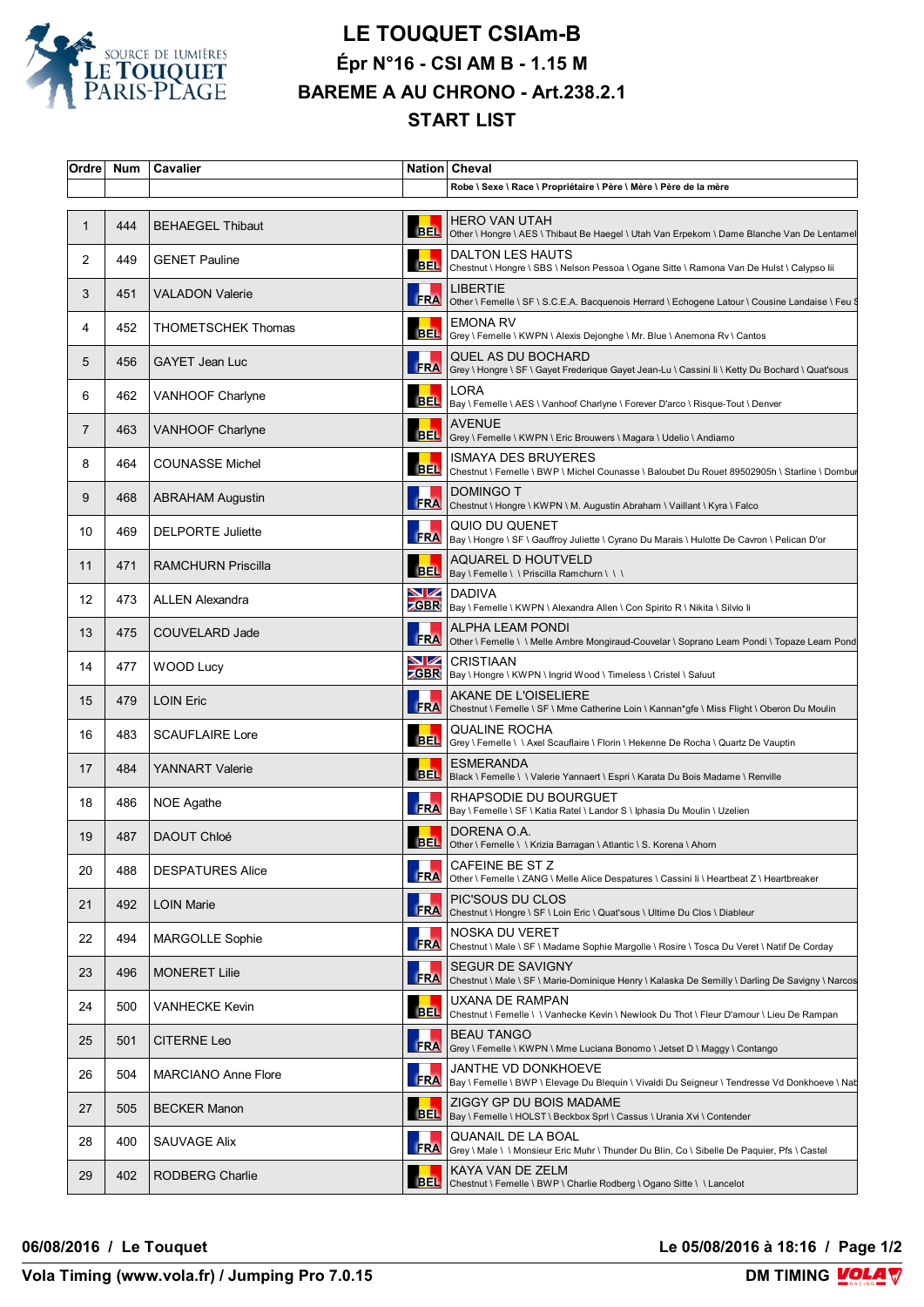# LE TOUQUET CSIAm-B

## Épr N°16 - CSI AM B - 1.15 M

## BAREME A AU CHRONO - Art.238.2.1

## START LIST

| Ordre | Num | Cavalier | Nation | Cheval |
|---|---|---|---|---|
| | | | | Robe \ Sexe \ Race \ Propriétaire \ Père \ Mère \ Père de la mère |
| 1 | 444 | BEHAEGEL Thibaut | BEL | HERO VAN UTAH<br>Other \ Hongre \ AES \ Thibaut Be Haegel \ Utah Van Erpekom \ Dame Blanche Van De Lentamel |
| 2 | 449 | GENET Pauline | BEL | DALTON LES HAUTS<br>Chestnut \ Hongre \ SBS \ Nelson Pessoa \ Ogane Sitte \ Ramona Van De Hulst \ Calypso Iii |
| 3 | 451 | VALADON Valerie | FRA | LIBERTIE<br>Other \ Femelle \ SF \ S.C.E.A. Bacquenois Herrard \ Echogene Latour \ Cousine Landaise \ Feu S |
| 4 | 452 | THOMETSCHEK Thomas | BEL | EMONA RV<br>Grey \ Femelle \ KWPN \ Alexis Dejonghe \ Mr. Blue \ Anemona Rv \ Cantos |
| 5 | 456 | GAYET Jean Luc | FRA | QUEL AS DU BOCHARD<br>Grey \ Hongre \ SF \ Gayet Frederique Gayet Jean-Lu \ Cassini Ii \ Ketty Du Bochard \ Quat'sous |
| 6 | 462 | VANHOOF Charlyne | BEL | LORA<br>Bay \ Femelle \ AES \ Vanhoof Charlyne \ Forever D'arco \ Risque-Tout \ Denver |
| 7 | 463 | VANHOOF Charlyne | BEL | AVENUE<br>Grey \ Femelle \ KWPN \ Eric Brouwers \ Magara \ Udelio \ Andiamo |
| 8 | 464 | COUNASSE Michel | BEL | ISMAYA DES BRUYERES<br>Chestnut \ Femelle \ BWP \ Michel Counasse \ Baloubet Du Rouet 89502905h \ Starline \ Dombur |
| 9 | 468 | ABRAHAM Augustin | FRA | DOMINGO T<br>Chestnut \ Hongre \ KWPN \ M. Augustin Abraham \ Vaillant \ Kyra \ Falco |
| 10 | 469 | DELPORTE Juliette | FRA | QUIO DU QUENET<br>Bay \ Hongre \ SF \ Gauffroy Juliette \ Cyrano Du Marais \ Hulotte De Cavron \ Pelican D'or |
| 11 | 471 | RAMCHURN Priscilla | BEL | AQUAREL D HOUTVELD<br>Bay \ Femelle \ \ Priscilla Ramchurn \ \ \ |
| 12 | 473 | ALLEN Alexandra | GBR | DADIVA<br>Bay \ Femelle \ KWPN \ Alexandra Allen \ Con Spirito R \ Nikita \ Silvio Ii |
| 13 | 475 | COUVELARD Jade | FRA | ALPHA LEAM PONDI<br>Other \ Femelle \ \ Melle Ambre Mongiraud-Couvelar \ Soprano Leam Pondi \ Topaze Leam Pond |
| 14 | 477 | WOOD Lucy | GBR | CRISTIAAN<br>Bay \ Hongre \ KWPN \ Ingrid Wood \ Timeless \ Cristel \ Saluut |
| 15 | 479 | LOIN Eric | FRA | AKANE DE L'OISELIERE<br>Chestnut \ Femelle \ SF \ Mme Catherine Loin \ Kannan*gfe \ Miss Flight \ Oberon Du Moulin |
| 16 | 483 | SCAUFLAIRE Lore | BEL | QUALINE ROCHA<br>Grey \ Femelle \ \ Axel Scauflaire \ Florin \ Hekenne De Rocha \ Quartz De Vauptin |
| 17 | 484 | YANNART Valerie | BEL | ESMERANDA<br>Black \ Femelle \ \ Valerie Yannaert \ Espri \ Karata Du Bois Madame \ Renville |
| 18 | 486 | NOE Agathe | FRA | RHAPSODIE DU BOURGUET<br>Bay \ Femelle \ SF \ Katia Ratel \ Landor S \ Iphasia Du Moulin \ Uzelien |
| 19 | 487 | DAOUT Chloé | BEL | DORENA O.A.<br>Other \ Femelle \ \ Krizia Barragan \ Atlantic \ S. Korena \ Ahorn |
| 20 | 488 | DESPATURES Alice | FRA | CAFEINE BE ST Z<br>Other \ Femelle \ ZANG \ Melle Alice Despatures \ Cassini Ii \ Heartbeat Z \ Heartbreaker |
| 21 | 492 | LOIN Marie | FRA | PIC'SOUS DU CLOS<br>Chestnut \ Hongre \ SF \ Loin Eric \ Quat'sous \ Ultime Du Clos \ Diableur |
| 22 | 494 | MARGOLLE Sophie | FRA | NOSKA DU VERET<br>Chestnut \ Male \ SF \ Madame Sophie Margolle \ Rosire \ Tosca Du Veret \ Natif De Corday |
| 23 | 496 | MONERET Lilie | FRA | SEGUR DE SAVIGNY<br>Chestnut \ Male \ SF \ Marie-Dominique Henry \ Kalaska De Semilly \ Darling De Savigny \ Narcos |
| 24 | 500 | VANHECKE Kevin | BEL | UXANA DE RAMPAN<br>Chestnut \ Femelle \ \ Vanhecke Kevin \ Newlook Du Thot \ Fleur D'amour \ Lieu De Rampan |
| 25 | 501 | CITERNE Leo | FRA | BEAU TANGO<br>Grey \ Femelle \ KWPN \ Mme Luciana Bonomo \ Jetset D \ Maggy \ Contango |
| 26 | 504 | MARCIANO Anne Flore | FRA | JANTHE VD DONKHOEVE<br>Bay \ Femelle \ BWP \ Elevage Du Blequin \ Vivaldi Du Seigneur \ Tendresse Vd Donkhoeve \ Nab |
| 27 | 505 | BECKER Manon | BEL | ZIGGY GP DU BOIS MADAME<br>Bay \ Femelle \ HOLST \ Beckbox Sprl \ Cassus \ Urania Xvi \ Contender |
| 28 | 400 | SAUVAGE Alix | FRA | QUANAIL DE LA BOAL<br>Grey \ Male \ \ Monsieur Eric Muhr \ Thunder Du Blin, Co \ Sibelle De Paquier, Pfs \ Castel |
| 29 | 402 | RODBERG Charlie | BEL | KAYA VAN DE ZELM<br>Chestnut \ Femelle \ BWP \ Charlie Rodberg \ Ogano Sitte \ \ Lancelot |

**06/08/2016 / Le Touquet** — **Le 05/08/2016 à 18:16**

**Vola Timing (www.vola.fr) / Jumping Pro 7.0.15** — **DM TIMING**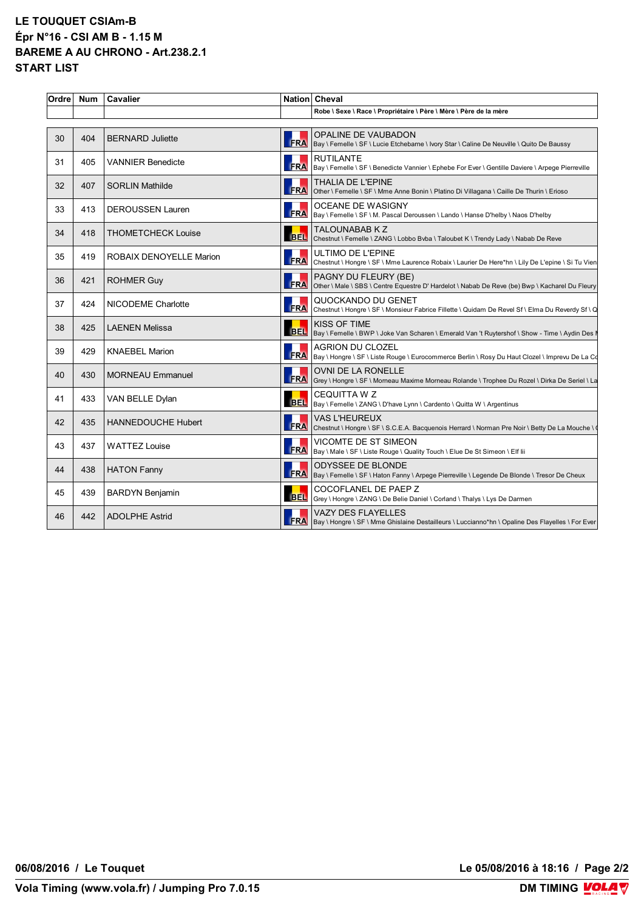# LE TOUQUET CSIAm-B

## Épr N°16 - CSI AM B - 1.15 M

## BAREME A AU CHRONO - Art.238.2.1

## START LIST

| Ordre | Num | Cavalier | Nation | Cheval |
|---|---|---|---|---|
| | | | | Robe \ Sexe \ Race \ Propriétaire \ Père \ Mère \ Père de la mère |
| 30 | 404 | BERNARD Juliette | FRA | OPALINE DE VAUBADON<br>Bay \ Femelle \ SF \ Lucie Etchebarne \ Ivory Star \ Caline De Neuville \ Quito De Baussy |
| 31 | 405 | VANNIER Benedicte | FRA | RUTILANTE<br>Bay \ Femelle \ SF \ Benedicte Vannier \ Ephebe For Ever \ Gentille Daviere \ Arpege Pierreville |
| 32 | 407 | SORLIN Mathilde | FRA | THALIA DE L'EPINE<br>Other \ Femelle \ SF \ Mme Anne Bonin \ Platino Di Villagana \ Caille De Thurin \ Erioso |
| 33 | 413 | DEROUSSEN Lauren | FRA | OCEANE DE WASIGNY<br>Bay \ Femelle \ SF \ M. Pascal Deroussen \ Lando \ Hanse D'helby \ Naos D'helby |
| 34 | 418 | THOMETCHECK Louise | BEL | TALOUNABAB K Z<br>Chestnut \ Femelle \ ZANG \ Lobbo Bvba \ Taloubet K \ Trendy Lady \ Nabab De Reve |
| 35 | 419 | ROBAIX DENOYELLE Marion | FRA | ULTIMO DE L'EPINE<br>Chestnut \ Hongre \ SF \ Mme Laurence Robaix \ Laurier De Here*hn \ Lily De L'epine \ Si Tu Vien |
| 36 | 421 | ROHMER Guy | FRA | PAGNY DU FLEURY (BE)<br>Other \ Male \ SBS \ Centre Equestre D' Hardelot \ Nabab De Reve (be) Bwp \ Kacharel Du Fleury |
| 37 | 424 | NICODEME Charlotte | FRA | QUOCKANDO DU GENET<br>Chestnut \ Hongre \ SF \ Monsieur Fabrice Fillette \ Quidam De Revel Sf \ Elma Du Reverdy Sf \ Q |
| 38 | 425 | LAENEN Melissa | BEL | KISS OF TIME<br>Bay \ Femelle \ BWP \ Joke Van Scharen \ Emerald Van 't Ruytershof \ Show - Time \ Aydin Des M |
| 39 | 429 | KNAEBEL Marion | FRA | AGRION DU CLOZEL<br>Bay \ Hongre \ SF \ Liste Rouge \ Eurocommerce Berlin \ Rosy Du Haut Clozel \ Imprevu De La Co |
| 40 | 430 | MORNEAU Emmanuel | FRA | OVNI DE LA RONELLE<br>Grey \ Hongre \ SF \ Morneau Maxime Morneau Rolande \ Trophee Du Rozel \ Dirka De Seriel \ La |
| 41 | 433 | VAN BELLE Dylan | BEL | CEQUITTA W Z<br>Bay \ Femelle \ ZANG \ D'have Lynn \ Cardento \ Quitta W \ Argentinus |
| 42 | 435 | HANNEDOUCHE Hubert | FRA | VAS L'HEUREUX<br>Chestnut \ Hongre \ SF \ S.C.E.A. Bacquenois Herrard \ Norman Pre Noir \ Betty De La Mouche \ ( |
| 43 | 437 | WATTEZ Louise | FRA | VICOMTE DE ST SIMEON<br>Bay \ Male \ SF \ Liste Rouge \ Quality Touch \ Elue De St Simeon \ Elf Iii |
| 44 | 438 | HATON Fanny | FRA | ODYSSEE DE BLONDE<br>Bay \ Femelle \ SF \ Haton Fanny \ Arpege Pierreville \ Legende De Blonde \ Tresor De Cheux |
| 45 | 439 | BARDYN Benjamin | BEL | COCOFLANEL DE PAEP Z<br>Grey \ Hongre \ ZANG \ De Belie Daniel \ Corland \ Thalys \ Lys De Darmen |
| 46 | 442 | ADOLPHE Astrid | FRA | VAZY DES FLAYELLES<br>Bay \ Hongre \ SF \ Mme Ghislaine Destailleurs \ Luccianno*hn \ Opaline Des Flayelles \ For Ever |

**06/08/2016 / Le Touquet** **Le 05/08/2016 à 18:16**

**Vola Timing (www.vola.fr) / Jumping Pro 7.0.15** **DM TIMING**